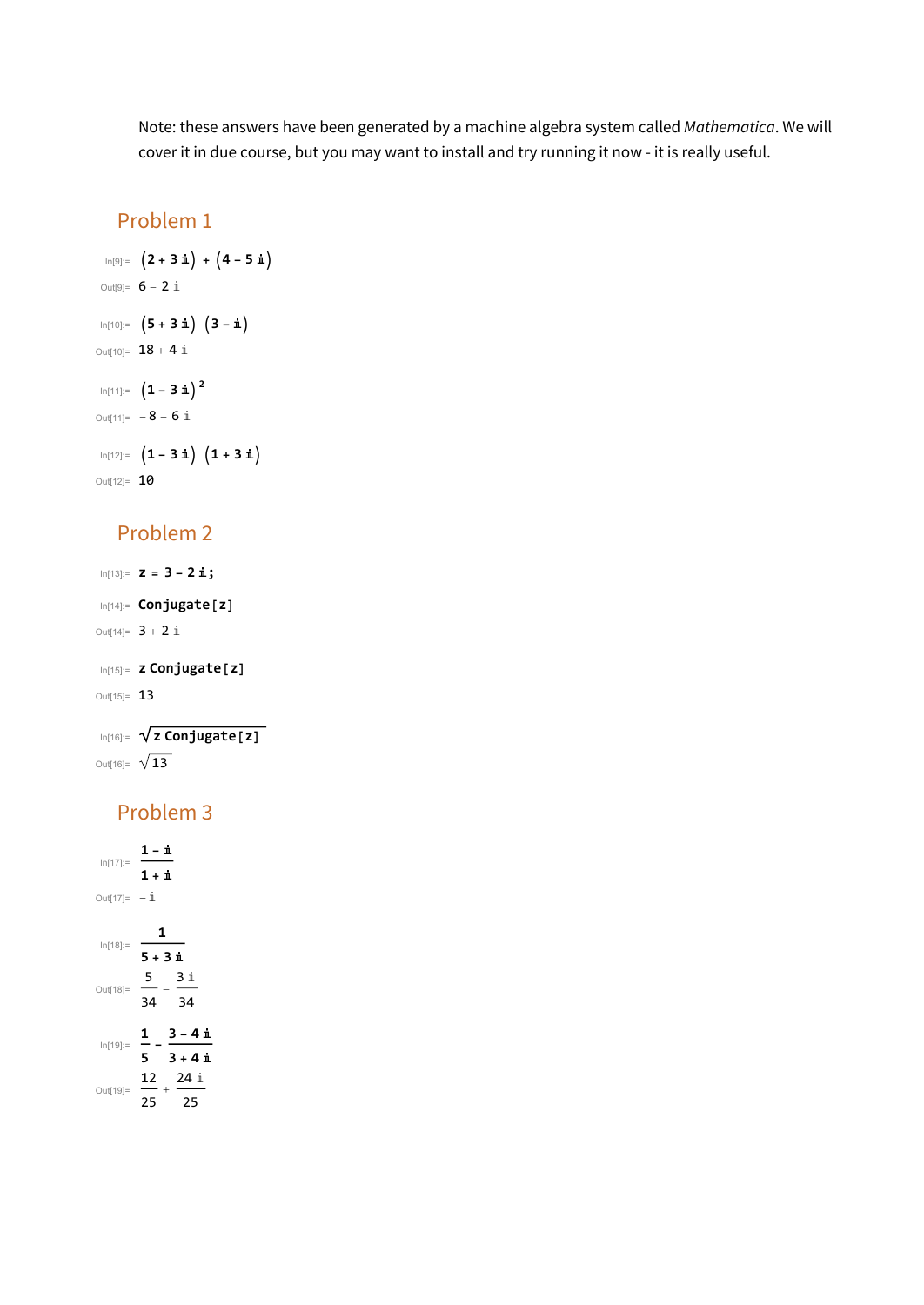Note: these answers have been generated by a machine algebra system called *Mathematica*. We will cover it in due course, but you may want to install and try running it now - it is really useful.

## Problem 1

In[9]:= $(2 + 3\,i) + (4 - 5\,i)$

Out[9]= $6 - 2\,i$

In[10]:= $(5 + 3\,i)\,(3 - i)$

Out[10]= $18 + 4\,i$

In[11]:= $(1 - 3\,i)^2$

Out[11]= $-8 - 6\,i$

In[12]:= $(1 - 3\,i)\,(1 + 3\,i)$

Out[12]= $10$

## Problem 2

In[13]:= $z = 3 - 2\,i$;

In[14]:= Conjugate[z]

Out[14]= $3 + 2\,i$

In[15]:= z Conjugate[z]

Out[15]= $13$

In[16]:= $\sqrt{\text{z Conjugate[z]}}$

Out[16]= $\sqrt{13}$

## Problem 3

In[17]:= $\frac{1 - i}{1 + i}$

Out[17]= $-i$

In[18]:= $\frac{1}{5 + 3\,i}$

Out[18]= $\frac{5}{34} - \frac{3\,i}{34}$

In[19]:= $\frac{1}{5} - \frac{3 - 4\,i}{3 + 4\,i}$

Out[19]= $\frac{12}{25} + \frac{24\,i}{25}$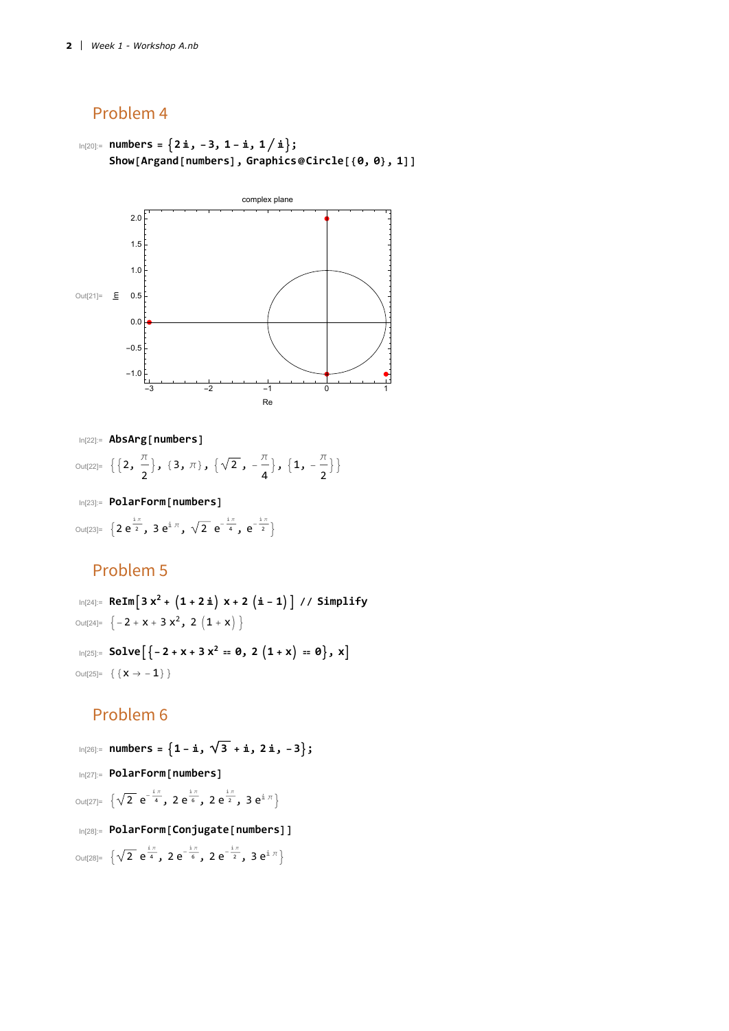## Problem 4

In[20]:=
```
numbers = {2 i, -3, 1 - i, 1 / i};
Show[Argand[numbers], Graphics@Circle[{0, 0}, 1]]
```

Out[21]=

complex plane

In[22]:=
```
AbsArg[numbers]
```

Out[22]= $\left\{\left\{2, \frac{\pi}{2}\right\}, \{3, \pi\}, \left\{\sqrt{2}, -\frac{\pi}{4}\right\}, \left\{1, -\frac{\pi}{2}\right\}\right\}$

In[23]:=
```
PolarForm[numbers]
```

Out[23]= $\left\{2\, e^{\frac{i\pi}{2}}, 3\, e^{i\pi}, \sqrt{2}\, e^{-\frac{i\pi}{4}}, e^{-\frac{i\pi}{2}}\right\}$

## Problem 5

In[24]:=
```
ReIm[3 x^2 + (1 + 2 i) x + 2 (i - 1)] // Simplify
```

Out[24]= $\left\{-2 + x + 3 x^2, 2 (1 + x)\right\}$

In[25]:=
```
Solve[{-2 + x + 3 x^2 == 0, 2 (1 + x) == 0}, x]
```

Out[25]= $\{\{x \to -1\}\}$

## Problem 6

In[26]:=
```
numbers = {1 - i, √3 + i, 2 i, -3};
```

In[27]:=
```
PolarForm[numbers]
```

Out[27]= $\left\{\sqrt{2}\, e^{-\frac{i\pi}{4}}, 2\, e^{\frac{i\pi}{6}}, 2\, e^{\frac{i\pi}{2}}, 3\, e^{i\pi}\right\}$

In[28]:=
```
PolarForm[Conjugate[numbers]]
```

Out[28]= $\left\{\sqrt{2}\, e^{\frac{i\pi}{4}}, 2\, e^{-\frac{i\pi}{6}}, 2\, e^{-\frac{i\pi}{2}}, 3\, e^{i\pi}\right\}$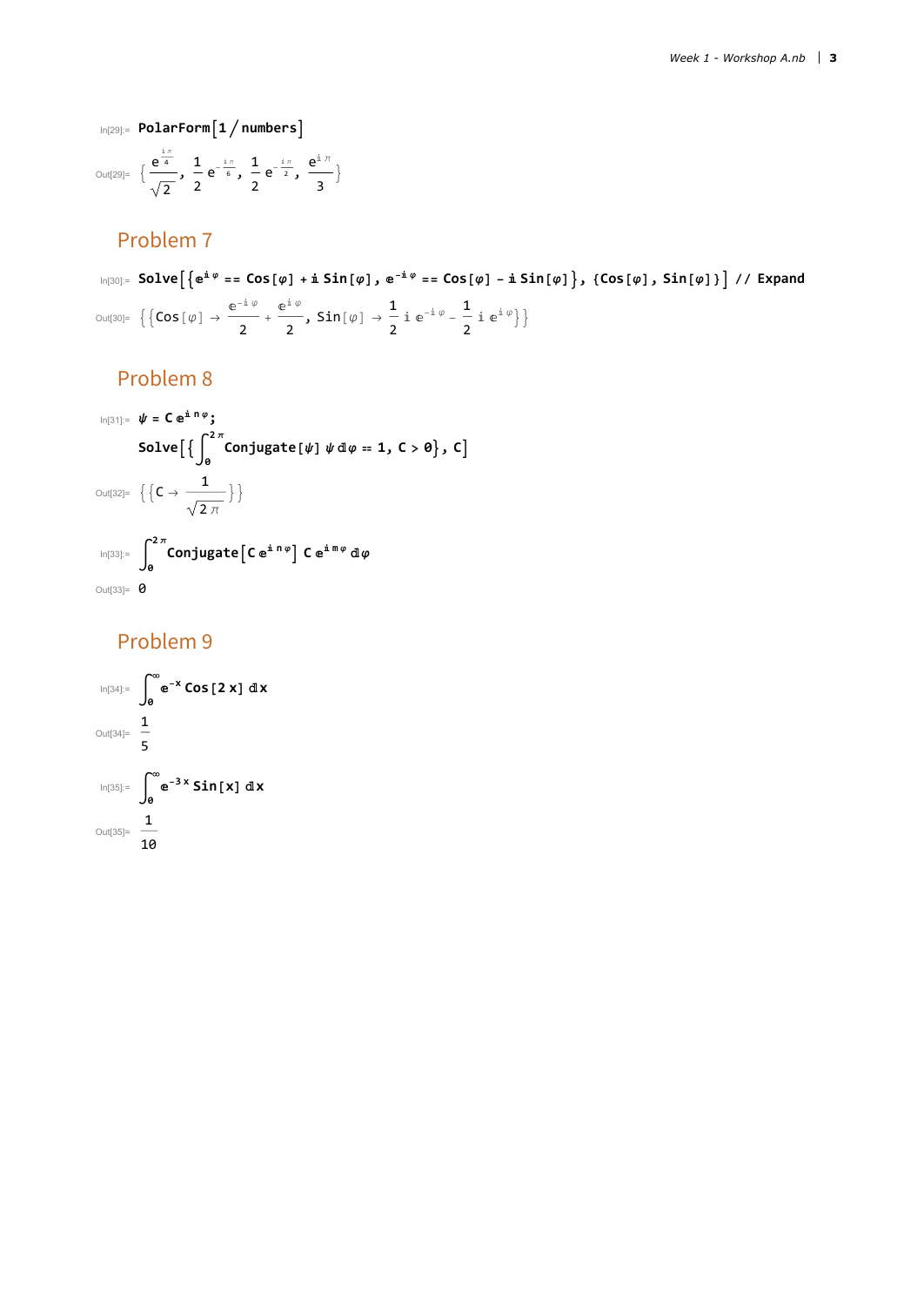In[29]:= `PolarForm[1 / numbers]`

Out[29]= $\left\{\frac{e^{\frac{i\pi}{4}}}{\sqrt{2}}, \frac{1}{2} e^{-\frac{i\pi}{6}}, \frac{1}{2} e^{-\frac{i\pi}{2}}, \frac{e^{i\pi}}{3}\right\}$

## Problem 7

In[30]:= `Solve[{ⅇ^(ⅈ φ) == Cos[φ] + ⅈ Sin[φ], ⅇ^(-ⅈ φ) == Cos[φ] - ⅈ Sin[φ]}, {Cos[φ], Sin[φ]}] // Expand`

Out[30]= $\left\{\left\{\text{Cos}[\varphi] \to \frac{e^{-i\varphi}}{2} + \frac{e^{i\varphi}}{2}, \text{Sin}[\varphi] \to \frac{1}{2} i e^{-i\varphi} - \frac{1}{2} i e^{i\varphi}\right\}\right\}$

## Problem 8

In[31]:= $\psi = C e^{i n \varphi};$

$\text{Solve}\left[\left\{\int_0^{2\pi} \text{Conjugate}[\psi]\, \psi\, d\varphi == 1, C > 0\right\}, C\right]$

Out[32]= $\left\{\left\{C \to \frac{1}{\sqrt{2\pi}}\right\}\right\}$

In[33]:= $\int_0^{2\pi} \text{Conjugate}\left[C e^{i n \varphi}\right] C e^{i m \varphi}\, d\varphi$

Out[33]= $0$

## Problem 9

In[34]:= $\int_0^{\infty} e^{-x} \text{Cos}[2x]\, dx$

Out[34]= $\frac{1}{5}$

In[35]:= $\int_0^{\infty} e^{-3x} \text{Sin}[x]\, dx$

Out[35]= $\frac{1}{10}$